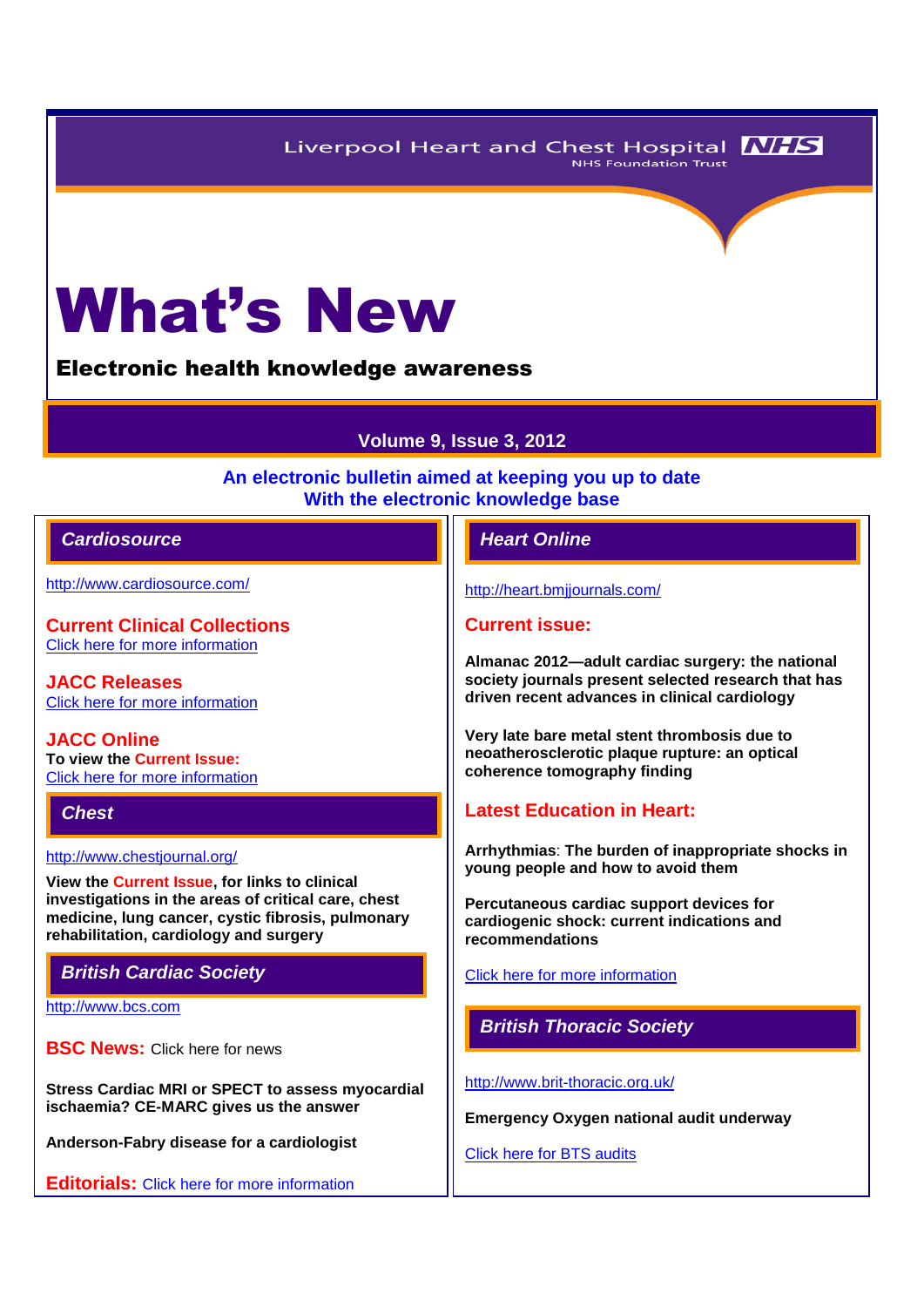Liverpool Heart and Chest Hospital NHS
NHS Foundation Trust

# What's New

**Electronic health knowledge awareness**

**Volume 9, Issue 3, 2012**

**An electronic bulletin aimed at keeping you up to date With the electronic knowledge base**

## *Cardiosource*

http://www.cardiosource.com/

### Current Clinical Collections
Click here for more information

### JACC Releases
Click here for more information

### JACC Online
**To view the Current Issue:**
Click here for more information

## *Chest*

http://www.chestjournal.org/

**View the Current Issue, for links to clinical investigations in the areas of critical care, chest medicine, lung cancer, cystic fibrosis, pulmonary rehabilitation, cardiology and surgery**

## *British Cardiac Society*

http://www.bcs.com

**BSC News:** Click here for news

**Stress Cardiac MRI or SPECT to assess myocardial ischaemia? CE-MARC gives us the answer**

**Anderson-Fabry disease for a cardiologist**

**Editorials:** Click here for more information

## *Heart Online*

http://heart.bmjjournals.com/

### Current issue:

**Almanac 2012—adult cardiac surgery: the national society journals present selected research that has driven recent advances in clinical cardiology**

**Very late bare metal stent thrombosis due to neoatherosclerotic plaque rupture: an optical coherence tomography finding**

### Latest Education in Heart:

**Arrhythmias: The burden of inappropriate shocks in young people and how to avoid them**

**Percutaneous cardiac support devices for cardiogenic shock: current indications and recommendations**

Click here for more information

## *British Thoracic Society*

http://www.brit-thoracic.org.uk/

**Emergency Oxygen national audit underway**

Click here for BTS audits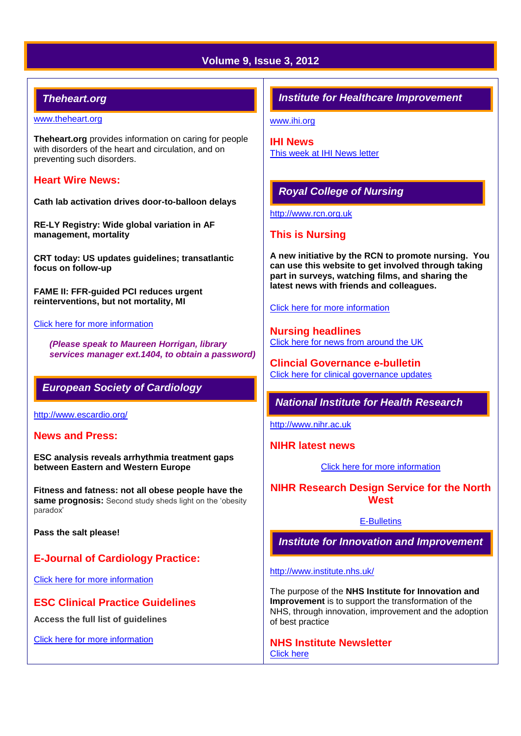## Theheart.org

www.theheart.org

**Theheart.org** provides information on caring for people with disorders of the heart and circulation, and on preventing such disorders.

### Heart Wire News:

**Cath lab activation drives door-to-balloon delays**

**RE-LY Registry: Wide global variation in AF management, mortality**

**CRT today: US updates guidelines; transatlantic focus on follow-up**

**FAME II: FFR-guided PCI reduces urgent reinterventions, but not mortality, MI**

Click here for more information

***(Please speak to Maureen Horrigan, library services manager ext.1404, to obtain a password)***

## European Society of Cardiology

http://www.escardio.org/

### News and Press:

**ESC analysis reveals arrhythmia treatment gaps between Eastern and Western Europe**

**Fitness and fatness: not all obese people have the same prognosis:** Second study sheds light on the 'obesity paradox'

**Pass the salt please!**

### E-Journal of Cardiology Practice:

Click here for more information

### ESC Clinical Practice Guidelines

**Access the full list of guidelines**

Click here for more information

## Institute for Healthcare Improvement

www.ihi.org

### IHI News

This week at IHI News letter

## Royal College of Nursing

http://www.rcn.org.uk

### This is Nursing

**A new initiative by the RCN to promote nursing. You can use this website to get involved through taking part in surveys, watching films, and sharing the latest news with friends and colleagues.**

Click here for more information

### Nursing headlines

Click here for news from around the UK

### Clincial Governance e-bulletin

Click here for clinical governance updates

## National Institute for Health Research

http://www.nihr.ac.uk

### NIHR latest news

Click here for more information

### NIHR Research Design Service for the North West

E-Bulletins

## Institute for Innovation and Improvement

http://www.institute.nhs.uk/

The purpose of the **NHS Institute for Innovation and Improvement** is to support the transformation of the NHS, through innovation, improvement and the adoption of best practice

### NHS Institute Newsletter

Click here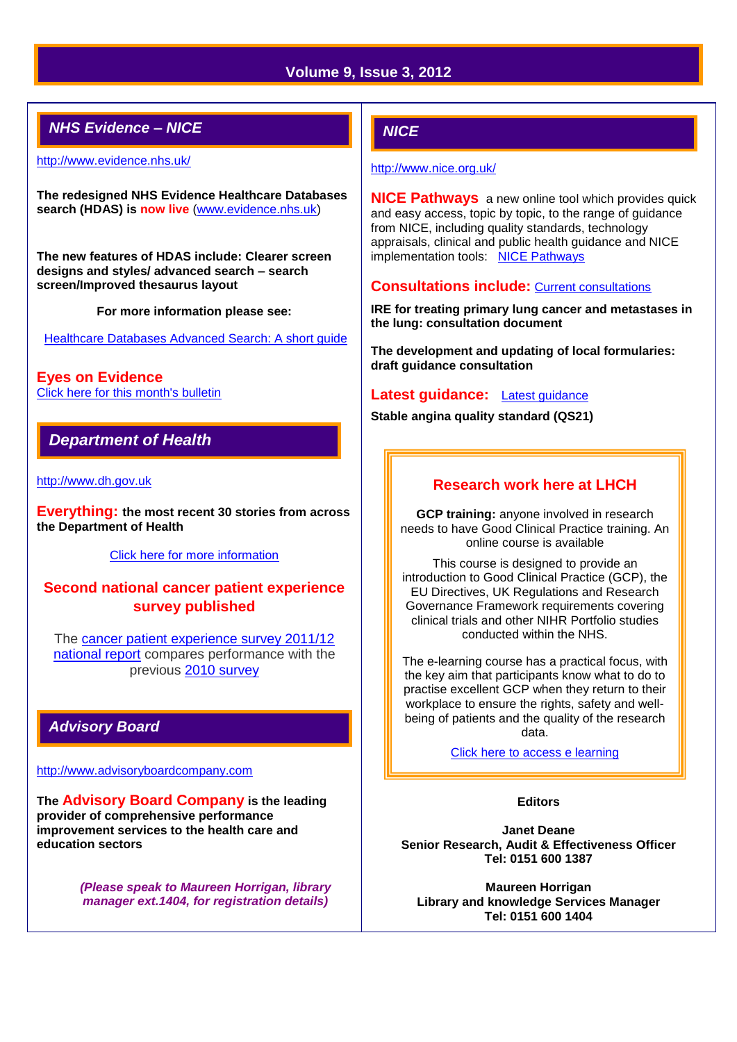## NHS Evidence – NICE

http://www.evidence.nhs.uk/

**The redesigned NHS Evidence Healthcare Databases search (HDAS) is now live (www.evidence.nhs.uk)**

**The new features of HDAS include: Clearer screen designs and styles/ advanced search – search screen/Improved thesaurus layout**

**For more information please see:**

Healthcare Databases Advanced Search: A short guide

**Eyes on Evidence**

Click here for this month's bulletin

## Department of Health

http://www.dh.gov.uk

**Everything: the most recent 30 stories from across the Department of Health**

Click here for more information

**Second national cancer patient experience survey published**

The cancer patient experience survey 2011/12 national report compares performance with the previous 2010 survey

## Advisory Board

http://www.advisoryboardcompany.com

**The Advisory Board Company is the leading provider of comprehensive performance improvement services to the health care and education sectors**

***(Please speak to Maureen Horrigan, library manager ext.1404, for registration details)***

## NICE

http://www.nice.org.uk/

**NICE Pathways** a new online tool which provides quick and easy access, topic by topic, to the range of guidance from NICE, including quality standards, technology appraisals, clinical and public health guidance and NICE implementation tools: NICE Pathways

**Consultations include:** Current consultations

**IRE for treating primary lung cancer and metastases in the lung: consultation document**

**The development and updating of local formularies: draft guidance consultation**

**Latest guidance:** Latest guidance

**Stable angina quality standard (QS21)**

### Research work here at LHCH

**GCP training:** anyone involved in research needs to have Good Clinical Practice training. An online course is available

This course is designed to provide an introduction to Good Clinical Practice (GCP), the EU Directives, UK Regulations and Research Governance Framework requirements covering clinical trials and other NIHR Portfolio studies conducted within the NHS.

The e-learning course has a practical focus, with the key aim that participants know what to do to practise excellent GCP when they return to their workplace to ensure the rights, safety and well-being of patients and the quality of the research data.

Click here to access e learning

**Editors**

**Janet Deane**
**Senior Research, Audit & Effectiveness Officer**
**Tel: 0151 600 1387**

**Maureen Horrigan**
**Library and knowledge Services Manager**
**Tel: 0151 600 1404**